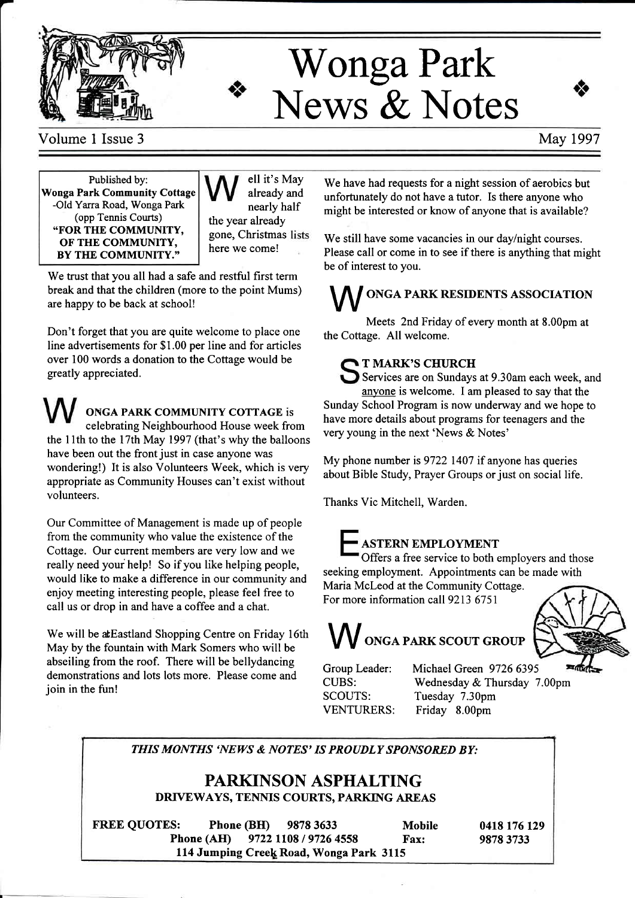# Wonga Park News & Notes

Volume 1 Issue 3 May 1997

Published by:
**Wonga Park Community Cottage**
-Old Yarra Road, Wonga Park
(opp Tennis Courts)
**"FOR THE COMMUNITY, OF THE COMMUNITY, BY THE COMMUNITY."**

Well it's May already and nearly half the year already gone, Christmas lists here we come!

We trust that you all had a safe and restful first term break and that the children (more to the point Mums) are happy to be back at school!

Don't forget that you are quite welcome to place one line advertisements for $1.00 per line and for articles over 100 words a donation to the Cottage would be greatly appreciated.

**WONGA PARK COMMUNITY COTTAGE** is celebrating Neighbourhood House week from the 11th to the 17th May 1997 (that's why the balloons have been out the front just in case anyone was wondering!) It is also Volunteers Week, which is very appropriate as Community Houses can't exist without volunteers.

Our Committee of Management is made up of people from the community who value the existence of the Cottage. Our current members are very low and we really need your help! So if you like helping people, would like to make a difference in our community and enjoy meeting interesting people, please feel free to call us or drop in and have a coffee and a chat.

We will be atEastland Shopping Centre on Friday 16th May by the fountain with Mark Somers who will be abseiling from the roof. There will be bellydancing demonstrations and lots lots more. Please come and join in the fun!

We have had requests for a night session of aerobics but unfortunately do not have a tutor. Is there anyone who might be interested or know of anyone that is available?

We still have some vacancies in our day/night courses. Please call or come in to see if there is anything that might be of interest to you.

## WONGA PARK RESIDENTS ASSOCIATION

Meets 2nd Friday of every month at 8.00pm at the Cottage. All welcome.

## ST MARK'S CHURCH

Services are on Sundays at 9.30am each week, and anyone is welcome. I am pleased to say that the Sunday School Program is now underway and we hope to have more details about programs for teenagers and the very young in the next 'News & Notes'

My phone number is 9722 1407 if anyone has queries about Bible Study, Prayer Groups or just on social life.

Thanks Vic Mitchell, Warden.

## EASTERN EMPLOYMENT

Offers a free service to both employers and those seeking employment. Appointments can be made with Maria McLeod at the Community Cottage. For more information call 9213 6751

## WONGA PARK SCOUT GROUP

Group Leader: Michael Green 9726 6395
CUBS: Wednesday & Thursday 7.00pm
SCOUTS: Tuesday 7.30pm
VENTURERS: Friday 8.00pm

*THIS MONTHS 'NEWS & NOTES' IS PROUDLY SPONSORED BY:*

## PARKINSON ASPHALTING

**DRIVEWAYS, TENNIS COURTS, PARKING AREAS**

**FREE QUOTES:** **Phone (BH)** 9878 3633 **Mobile** 0418 176 129
**Phone (AH)** 9722 1108 / 9726 4558 **Fax:** 9878 3733
**114 Jumping Creek Road, Wonga Park 3115**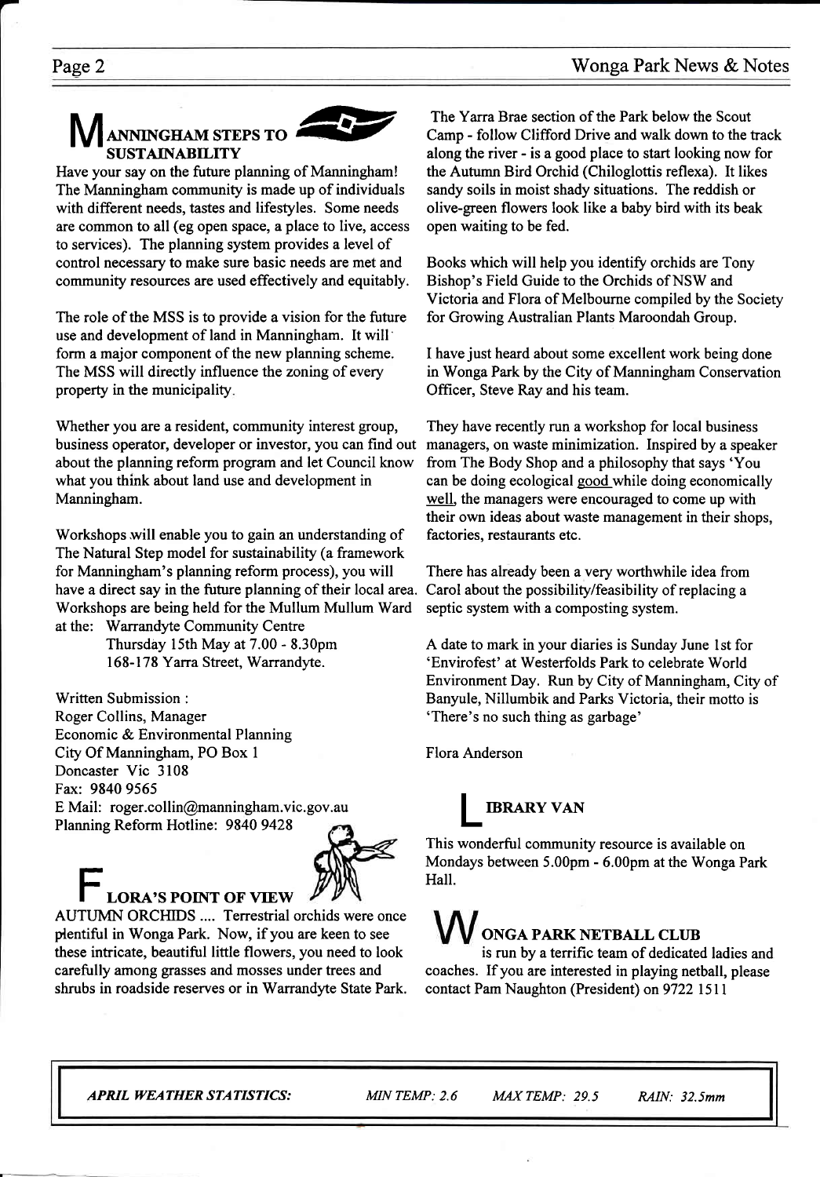## MANNINGHAM STEPS TO SUSTAINABILITY

Have your say on the future planning of Manningham! The Manningham community is made up of individuals with different needs, tastes and lifestyles. Some needs are common to all (eg open space, a place to live, access to services). The planning system provides a level of control necessary to make sure basic needs are met and community resources are used effectively and equitably.

The role of the MSS is to provide a vision for the future use and development of land in Manningham. It will form a major component of the new planning scheme. The MSS will directly influence the zoning of every property in the municipality.

Whether you are a resident, community interest group, business operator, developer or investor, you can find out about the planning reform program and let Council know what you think about land use and development in Manningham.

Workshops will enable you to gain an understanding of The Natural Step model for sustainability (a framework for Manningham's planning reform process), you will have a direct say in the future planning of their local area. Workshops are being held for the Mullum Mullum Ward at the: Warrandyte Community Centre
Thursday 15th May at 7.00 - 8.30pm
168-178 Yarra Street, Warrandyte.

Written Submission :
Roger Collins, Manager
Economic & Environmental Planning
City Of Manningham, PO Box 1
Doncaster Vic 3108
Fax: 9840 9565
E Mail: roger.collin@manningham.vic.gov.au
Planning Reform Hotline: 9840 9428

## FLORA'S POINT OF VIEW

AUTUMN ORCHIDS .... Terrestrial orchids were once plentiful in Wonga Park. Now, if you are keen to see these intricate, beautiful little flowers, you need to look carefully among grasses and mosses under trees and shrubs in roadside reserves or in Warrandyte State Park.

The Yarra Brae section of the Park below the Scout Camp - follow Clifford Drive and walk down to the track along the river - is a good place to start looking now for the Autumn Bird Orchid (Chiloglottis reflexa). It likes sandy soils in moist shady situations. The reddish or olive-green flowers look like a baby bird with its beak open waiting to be fed.

Books which will help you identify orchids are Tony Bishop's Field Guide to the Orchids of NSW and Victoria and Flora of Melbourne compiled by the Society for Growing Australian Plants Maroondah Group.

I have just heard about some excellent work being done in Wonga Park by the City of Manningham Conservation Officer, Steve Ray and his team.

They have recently run a workshop for local business managers, on waste minimization. Inspired by a speaker from The Body Shop and a philosophy that says 'You can be doing ecological good while doing economically well, the managers were encouraged to come up with their own ideas about waste management in their shops, factories, restaurants etc.

There has already been a very worthwhile idea from Carol about the possibility/feasibility of replacing a septic system with a composting system.

A date to mark in your diaries is Sunday June 1st for 'Envirofest' at Westerfolds Park to celebrate World Environment Day. Run by City of Manningham, City of Banyule, Nillumbik and Parks Victoria, their motto is 'There's no such thing as garbage'

Flora Anderson

## LIBRARY VAN

This wonderful community resource is available on Mondays between 5.00pm - 6.00pm at the Wonga Park Hall.

## WONGA PARK NETBALL CLUB

is run by a terrific team of dedicated ladies and coaches. If you are interested in playing netball, please contact Pam Naughton (President) on 9722 1511

*APRIL WEATHER STATISTICS:* *MIN TEMP: 2.6* *MAX TEMP: 29.5* *RAIN: 32.5mm*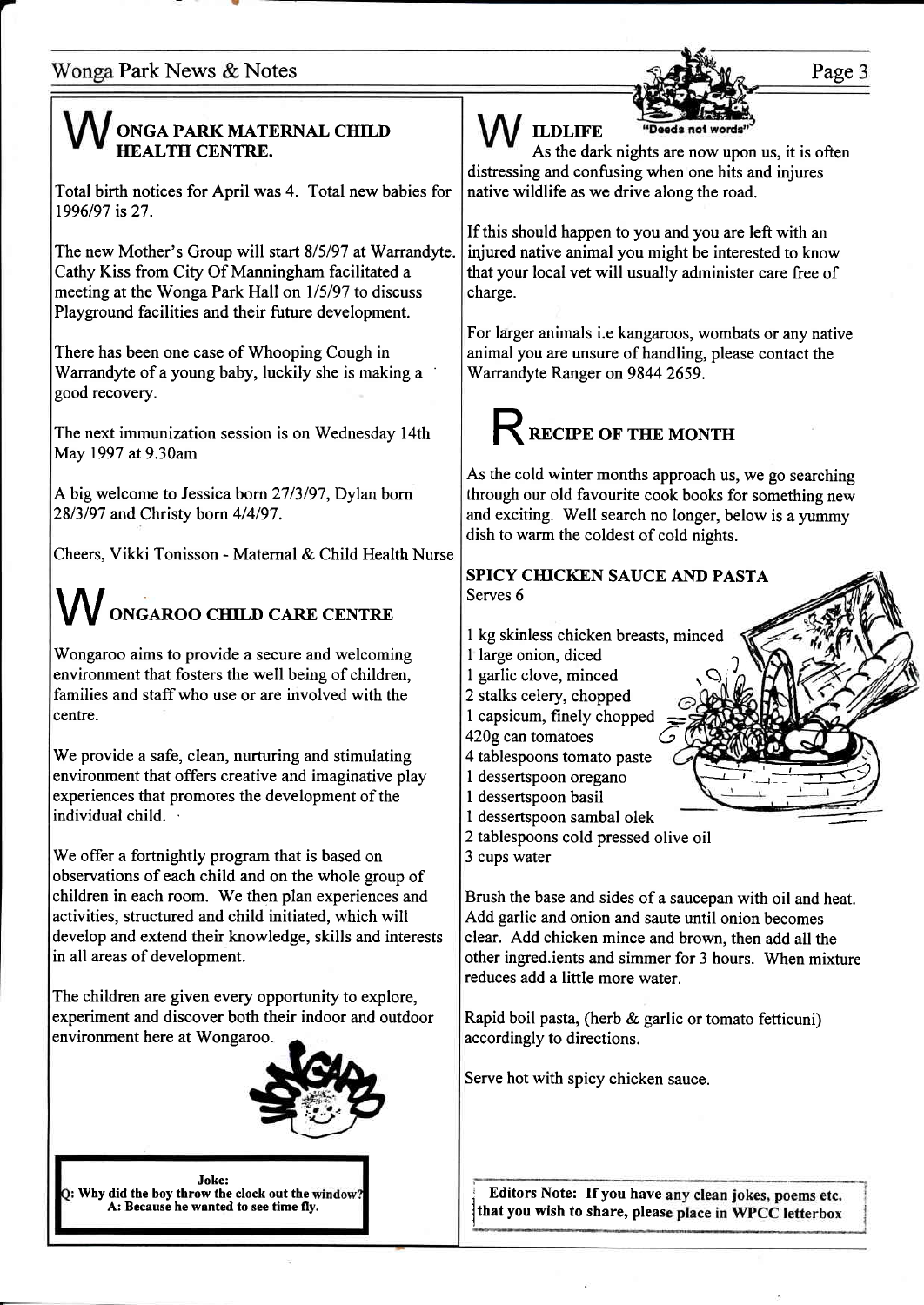## WONGA PARK MATERNAL CHILD HEALTH CENTRE.

Total birth notices for April was 4. Total new babies for 1996/97 is 27.

The new Mother's Group will start 8/5/97 at Warrandyte. Cathy Kiss from City Of Manningham facilitated a meeting at the Wonga Park Hall on 1/5/97 to discuss Playground facilities and their future development.

There has been one case of Whooping Cough in Warrandyte of a young baby, luckily she is making a good recovery.

The next immunization session is on Wednesday 14th May 1997 at 9.30am

A big welcome to Jessica born 27/3/97, Dylan born 28/3/97 and Christy born 4/4/97.

Cheers, Vikki Tonisson - Maternal & Child Health Nurse

## WONGAROO CHILD CARE CENTRE

Wongaroo aims to provide a secure and welcoming environment that fosters the well being of children, families and staff who use or are involved with the centre.

We provide a safe, clean, nurturing and stimulating environment that offers creative and imaginative play experiences that promotes the development of the individual child.

We offer a fortnightly program that is based on observations of each child and on the whole group of children in each room. We then plan experiences and activities, structured and child initiated, which will develop and extend their knowledge, skills and interests in all areas of development.

The children are given every opportunity to explore, experiment and discover both their indoor and outdoor environment here at Wongaroo.

**Joke:**
**Q: Why did the boy throw the clock out the window?**
**A: Because he wanted to see time fly.**

## WILDLIFE

"Deeds not words"

As the dark nights are now upon us, it is often distressing and confusing when one hits and injures native wildlife as we drive along the road.

If this should happen to you and you are left with an injured native animal you might be interested to know that your local vet will usually administer care free of charge.

For larger animals i.e kangaroos, wombats or any native animal you are unsure of handling, please contact the Warrandyte Ranger on 9844 2659.

## RECIPE OF THE MONTH

As the cold winter months approach us, we go searching through our old favourite cook books for something new and exciting. Well search no longer, below is a yummy dish to warm the coldest of cold nights.

### SPICY CHICKEN SAUCE AND PASTA

Serves 6

1 kg skinless chicken breasts, minced
1 large onion, diced
1 garlic clove, minced
2 stalks celery, chopped
1 capsicum, finely chopped
420g can tomatoes
4 tablespoons tomato paste
1 dessertspoon oregano
1 dessertspoon basil
1 dessertspoon sambal olek
2 tablespoons cold pressed olive oil
3 cups water

Brush the base and sides of a saucepan with oil and heat. Add garlic and onion and saute until onion becomes clear. Add chicken mince and brown, then add all the other ingred.ients and simmer for 3 hours. When mixture reduces add a little more water.

Rapid boil pasta, (herb & garlic or tomato fetticuni) accordingly to directions.

Serve hot with spicy chicken sauce.

**Editors Note: If you have any clean jokes, poems etc. that you wish to share, please place in WPCC letterbox**